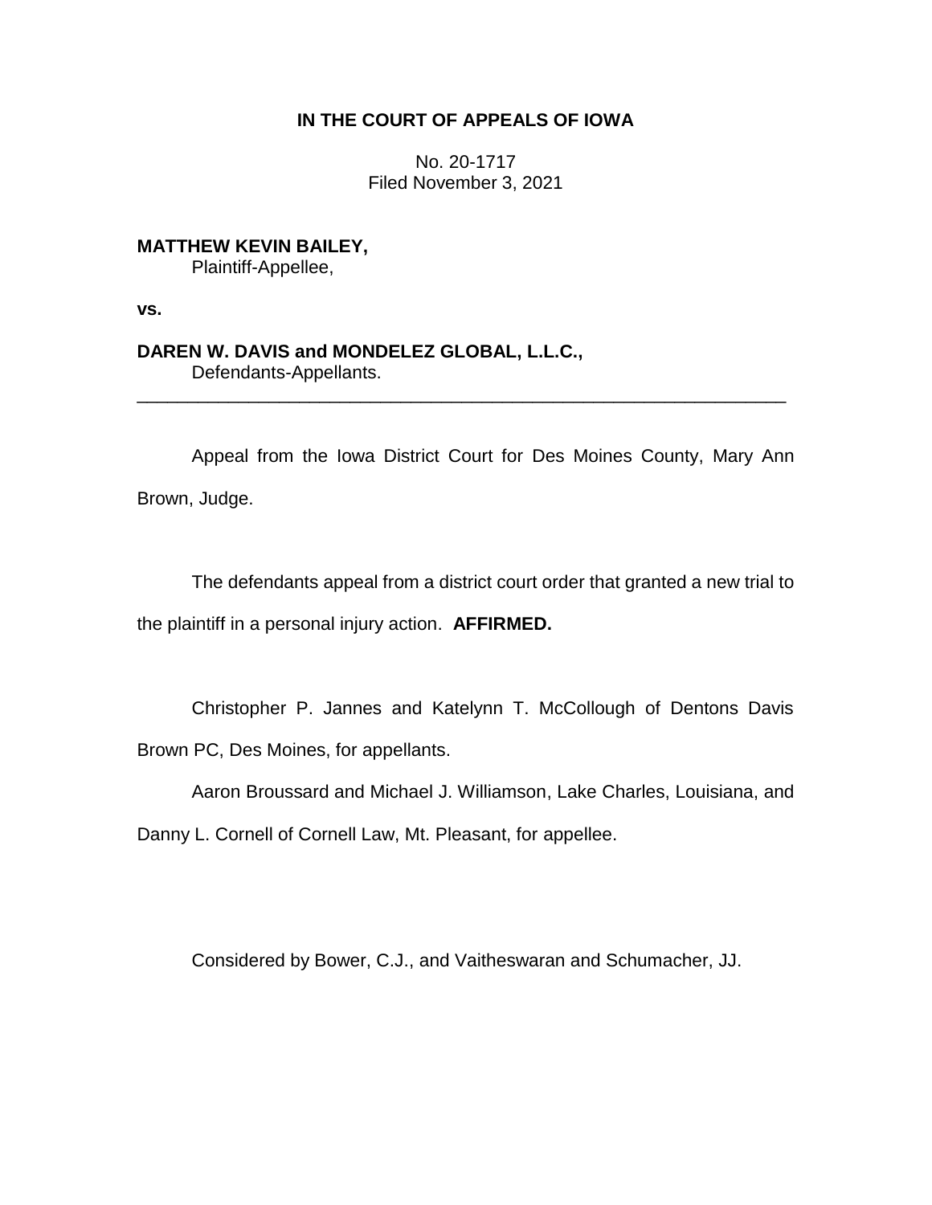**IN THE COURT OF APPEALS OF IOWA**

No. 20-1717
Filed November 3, 2021

**MATTHEW KEVIN BAILEY,**
Plaintiff-Appellee,

**vs.**

**DAREN W. DAVIS and MONDELEZ GLOBAL, L.L.C.,**
Defendants-Appellants.

---

Appeal from the Iowa District Court for Des Moines County, Mary Ann Brown, Judge.

The defendants appeal from a district court order that granted a new trial to the plaintiff in a personal injury action. **AFFIRMED.**

Christopher P. Jannes and Katelynn T. McCollough of Dentons Davis Brown PC, Des Moines, for appellants.

Aaron Broussard and Michael J. Williamson, Lake Charles, Louisiana, and Danny L. Cornell of Cornell Law, Mt. Pleasant, for appellee.

Considered by Bower, C.J., and Vaitheswaran and Schumacher, JJ.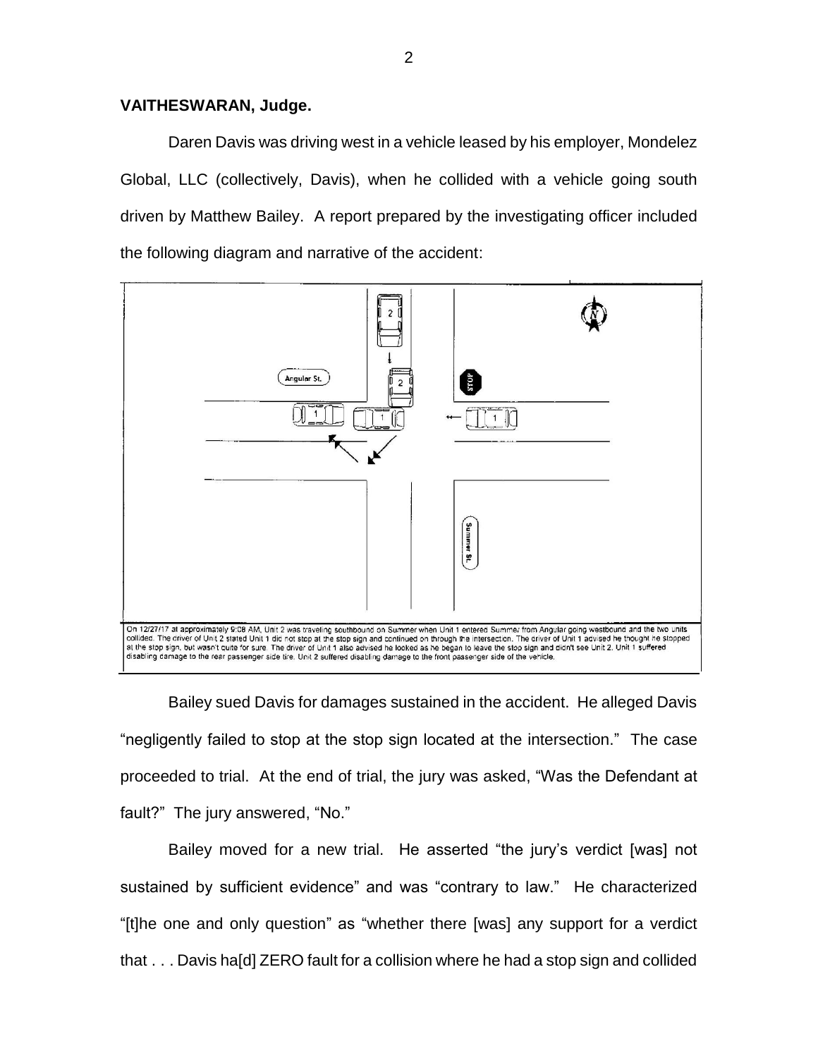**VAITHESWARAN, Judge.**

Daren Davis was driving west in a vehicle leased by his employer, Mondelez Global, LLC (collectively, Davis), when he collided with a vehicle going south driven by Matthew Bailey. A report prepared by the investigating officer included the following diagram and narrative of the accident:

On 12/27/17 at approximately 9:08 AM, Unit 2 was traveling southbound on Summer when Unit 1 entered Summer from Angular going westbound and the two units collided. The driver of Unit 2 stated Unit 1 did not stop at the stop sign and continued on through the intersection. The driver of Unit 1 advised he thought he stopped at the stop sign, but wasn't quite for sure. The driver of Unit 1 also advised he looked as he began to leave the stop sign and didn't see Unit 2. Unit 1 suffered disabling damage to the rear passenger side tire. Unit 2 suffered disabling damage to the front passenger side of the vehicle.

Bailey sued Davis for damages sustained in the accident. He alleged Davis "negligently failed to stop at the stop sign located at the intersection." The case proceeded to trial. At the end of trial, the jury was asked, "Was the Defendant at fault?" The jury answered, "No."

Bailey moved for a new trial. He asserted "the jury's verdict [was] not sustained by sufficient evidence" and was "contrary to law." He characterized "[t]he one and only question" as "whether there [was] any support for a verdict that . . . Davis ha[d] ZERO fault for a collision where he had a stop sign and collided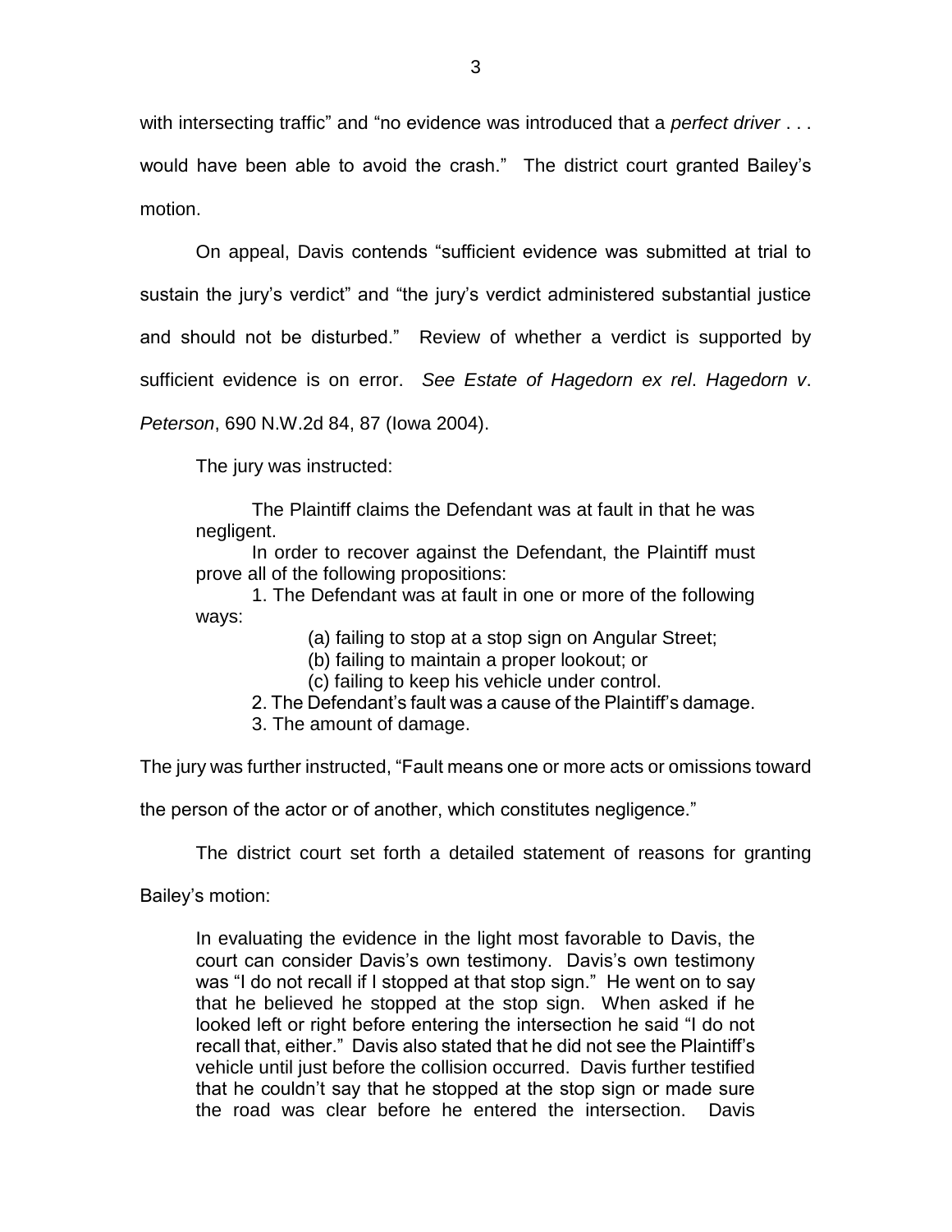with intersecting traffic" and "no evidence was introduced that a *perfect driver* . . . would have been able to avoid the crash." The district court granted Bailey's motion.

On appeal, Davis contends "sufficient evidence was submitted at trial to sustain the jury's verdict" and "the jury's verdict administered substantial justice and should not be disturbed." Review of whether a verdict is supported by sufficient evidence is on error. *See Estate of Hagedorn ex rel*. *Hagedorn v*. *Peterson*, 690 N.W.2d 84, 87 (Iowa 2004).

The jury was instructed:

> The Plaintiff claims the Defendant was at fault in that he was negligent.
>
> In order to recover against the Defendant, the Plaintiff must prove all of the following propositions:
>
> 1. The Defendant was at fault in one or more of the following ways:
>
> (a) failing to stop at a stop sign on Angular Street;
>
> (b) failing to maintain a proper lookout; or
>
> (c) failing to keep his vehicle under control.
>
> 2. The Defendant's fault was a cause of the Plaintiff's damage.
>
> 3. The amount of damage.

The jury was further instructed, "Fault means one or more acts or omissions toward the person of the actor or of another, which constitutes negligence."

The district court set forth a detailed statement of reasons for granting Bailey's motion:

> In evaluating the evidence in the light most favorable to Davis, the court can consider Davis's own testimony. Davis's own testimony was "I do not recall if I stopped at that stop sign." He went on to say that he believed he stopped at the stop sign. When asked if he looked left or right before entering the intersection he said "I do not recall that, either." Davis also stated that he did not see the Plaintiff's vehicle until just before the collision occurred. Davis further testified that he couldn't say that he stopped at the stop sign or made sure the road was clear before he entered the intersection. Davis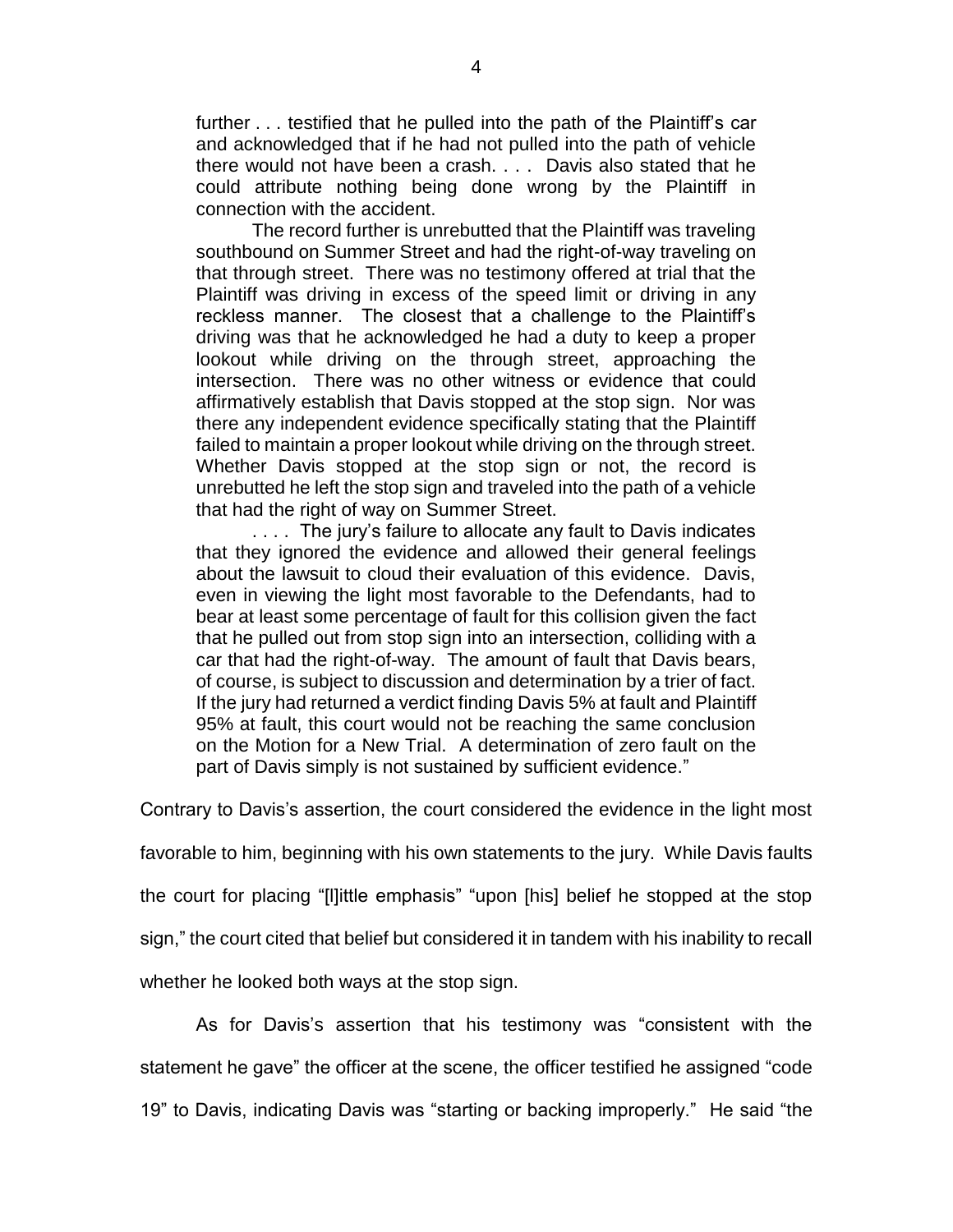> further . . . testified that he pulled into the path of the Plaintiff's car and acknowledged that if he had not pulled into the path of vehicle there would not have been a crash. . . . Davis also stated that he could attribute nothing being done wrong by the Plaintiff in connection with the accident.
>
> The record further is unrebutted that the Plaintiff was traveling southbound on Summer Street and had the right-of-way traveling on that through street. There was no testimony offered at trial that the Plaintiff was driving in excess of the speed limit or driving in any reckless manner. The closest that a challenge to the Plaintiff's driving was that he acknowledged he had a duty to keep a proper lookout while driving on the through street, approaching the intersection. There was no other witness or evidence that could affirmatively establish that Davis stopped at the stop sign. Nor was there any independent evidence specifically stating that the Plaintiff failed to maintain a proper lookout while driving on the through street. Whether Davis stopped at the stop sign or not, the record is unrebutted he left the stop sign and traveled into the path of a vehicle that had the right of way on Summer Street.
>
> . . . . The jury's failure to allocate any fault to Davis indicates that they ignored the evidence and allowed their general feelings about the lawsuit to cloud their evaluation of this evidence. Davis, even in viewing the light most favorable to the Defendants, had to bear at least some percentage of fault for this collision given the fact that he pulled out from stop sign into an intersection, colliding with a car that had the right-of-way. The amount of fault that Davis bears, of course, is subject to discussion and determination by a trier of fact. If the jury had returned a verdict finding Davis 5% at fault and Plaintiff 95% at fault, this court would not be reaching the same conclusion on the Motion for a New Trial. A determination of zero fault on the part of Davis simply is not sustained by sufficient evidence."

Contrary to Davis's assertion, the court considered the evidence in the light most favorable to him, beginning with his own statements to the jury. While Davis faults the court for placing "[l]ittle emphasis" "upon [his] belief he stopped at the stop sign," the court cited that belief but considered it in tandem with his inability to recall whether he looked both ways at the stop sign.

As for Davis's assertion that his testimony was "consistent with the statement he gave" the officer at the scene, the officer testified he assigned "code 19" to Davis, indicating Davis was "starting or backing improperly." He said "the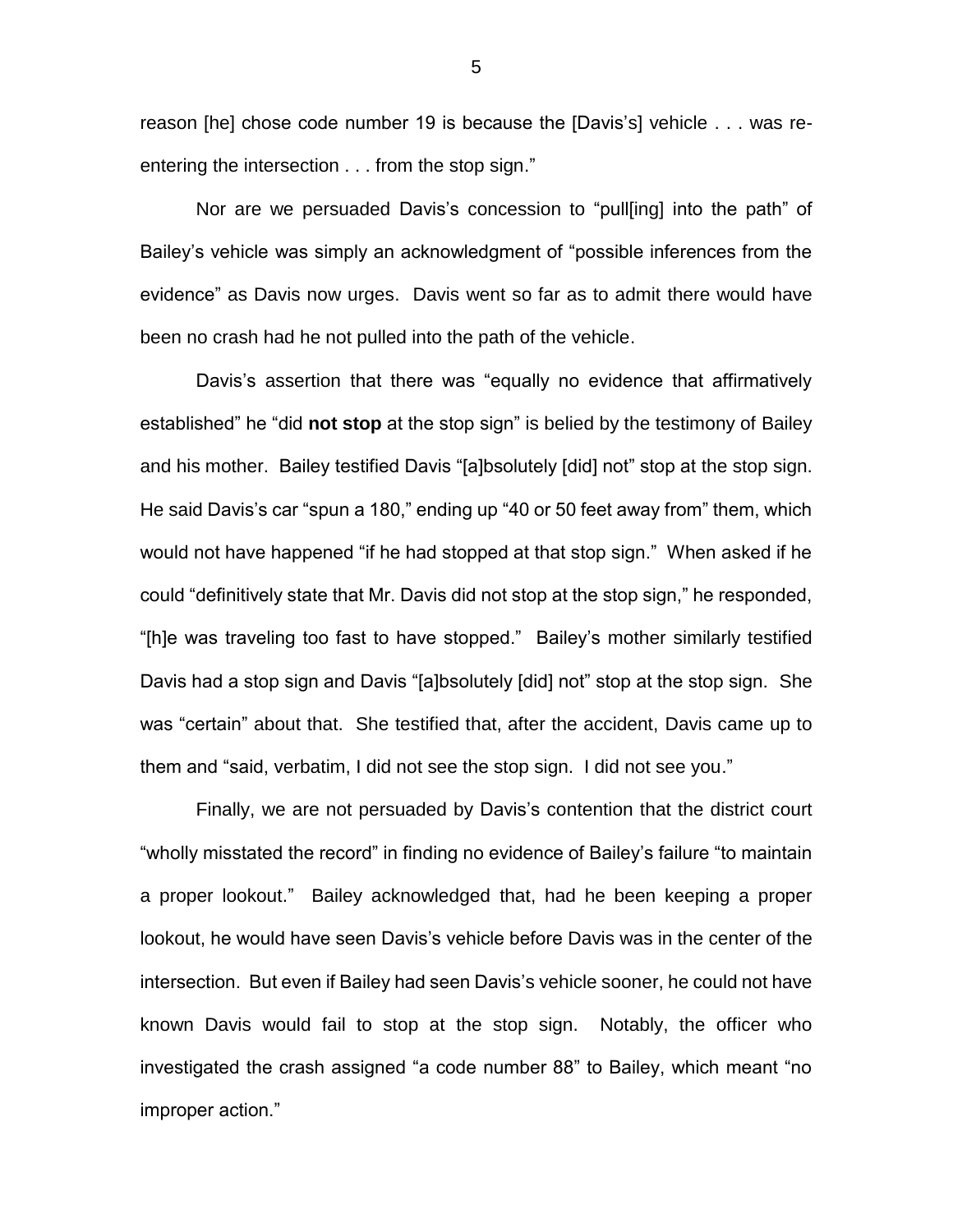reason [he] chose code number 19 is because the [Davis's] vehicle . . . was re-entering the intersection . . . from the stop sign."

Nor are we persuaded Davis's concession to "pull[ing] into the path" of Bailey's vehicle was simply an acknowledgment of "possible inferences from the evidence" as Davis now urges. Davis went so far as to admit there would have been no crash had he not pulled into the path of the vehicle.

Davis's assertion that there was "equally no evidence that affirmatively established" he "did **not stop** at the stop sign" is belied by the testimony of Bailey and his mother. Bailey testified Davis "[a]bsolutely [did] not" stop at the stop sign. He said Davis's car "spun a 180," ending up "40 or 50 feet away from" them, which would not have happened "if he had stopped at that stop sign." When asked if he could "definitively state that Mr. Davis did not stop at the stop sign," he responded, "[h]e was traveling too fast to have stopped." Bailey's mother similarly testified Davis had a stop sign and Davis "[a]bsolutely [did] not" stop at the stop sign. She was "certain" about that. She testified that, after the accident, Davis came up to them and "said, verbatim, I did not see the stop sign. I did not see you."

Finally, we are not persuaded by Davis's contention that the district court "wholly misstated the record" in finding no evidence of Bailey's failure "to maintain a proper lookout." Bailey acknowledged that, had he been keeping a proper lookout, he would have seen Davis's vehicle before Davis was in the center of the intersection. But even if Bailey had seen Davis's vehicle sooner, he could not have known Davis would fail to stop at the stop sign. Notably, the officer who investigated the crash assigned "a code number 88" to Bailey, which meant "no improper action."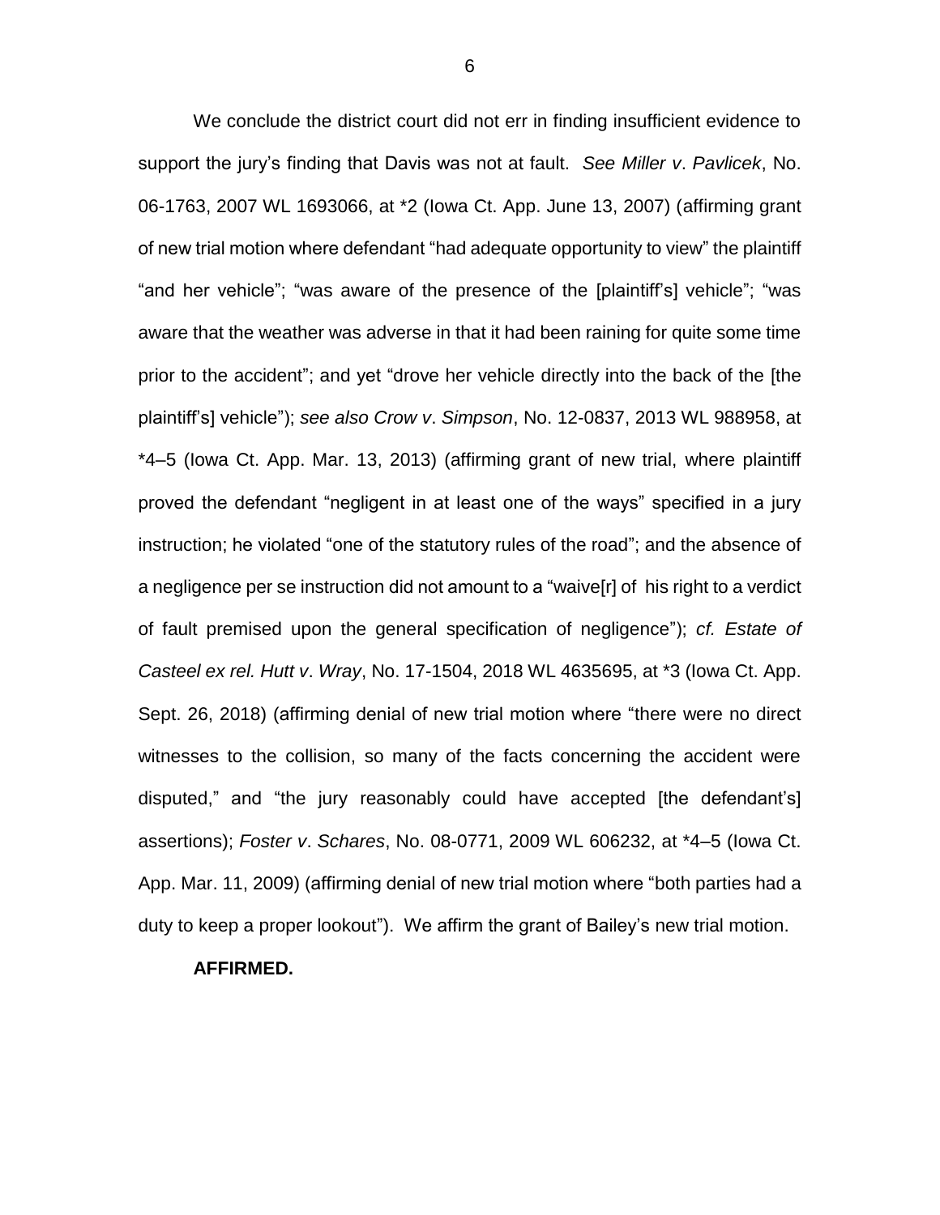We conclude the district court did not err in finding insufficient evidence to support the jury's finding that Davis was not at fault. *See Miller v. Pavlicek*, No. 06-1763, 2007 WL 1693066, at *2 (Iowa Ct. App. June 13, 2007) (affirming grant of new trial motion where defendant "had adequate opportunity to view" the plaintiff "and her vehicle"; "was aware of the presence of the [plaintiff's] vehicle"; "was aware that the weather was adverse in that it had been raining for quite some time prior to the accident"; and yet "drove her vehicle directly into the back of the [the plaintiff's] vehicle"); *see also Crow v. Simpson*, No. 12-0837, 2013 WL 988958, at *4–5 (Iowa Ct. App. Mar. 13, 2013) (affirming grant of new trial, where plaintiff proved the defendant "negligent in at least one of the ways" specified in a jury instruction; he violated "one of the statutory rules of the road"; and the absence of a negligence per se instruction did not amount to a "waive[r] of his right to a verdict of fault premised upon the general specification of negligence"); *cf. Estate of Casteel ex rel. Hutt v. Wray*, No. 17-1504, 2018 WL 4635695, at *3 (Iowa Ct. App. Sept. 26, 2018) (affirming denial of new trial motion where "there were no direct witnesses to the collision, so many of the facts concerning the accident were disputed," and "the jury reasonably could have accepted [the defendant's] assertions); *Foster v. Schares*, No. 08-0771, 2009 WL 606232, at *4–5 (Iowa Ct. App. Mar. 11, 2009) (affirming denial of new trial motion where "both parties had a duty to keep a proper lookout"). We affirm the grant of Bailey's new trial motion.

**AFFIRMED.**